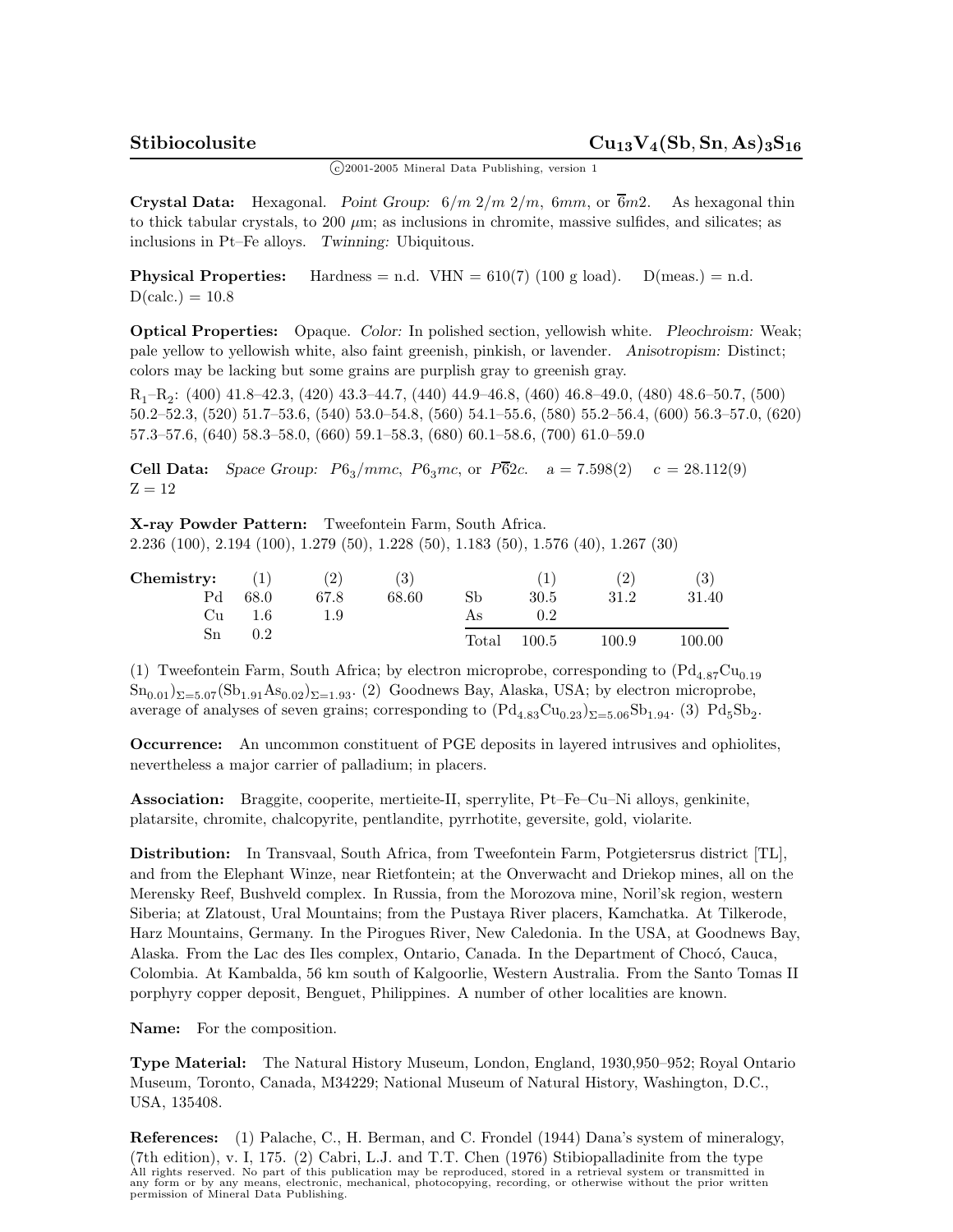# Stibiocolusite $Cu_{13}V_4(Sb,Sn,As)_3S_{16}$

©2001-2005 Mineral Data Publishing, version 1

**Crystal Data:** Hexagonal. *Point Group:* $6/m\ 2/m\ 2/m$, $6mm$, or $\overline{6}m2$. As hexagonal thin to thick tabular crystals, to 200 μm; as inclusions in chromite, massive sulfides, and silicates; as inclusions in Pt–Fe alloys. *Twinning:* Ubiquitous.

**Physical Properties:** Hardness = n.d. VHN = 610(7) (100 g load). D(meas.) = n.d. D(calc.) = 10.8

**Optical Properties:** Opaque. *Color:* In polished section, yellowish white. *Pleochroism:* Weak; pale yellow to yellowish white, also faint greenish, pinkish, or lavender. *Anisotropism:* Distinct; colors may be lacking but some grains are purplish gray to greenish gray.

$R_1$–$R_2$: (400) 41.8–42.3, (420) 43.3–44.7, (440) 44.9–46.8, (460) 46.8–49.0, (480) 48.6–50.7, (500) 50.2–52.3, (520) 51.7–53.6, (540) 53.0–54.8, (560) 54.1–55.6, (580) 55.2–56.4, (600) 56.3–57.0, (620) 57.3–57.6, (640) 58.3–58.0, (660) 59.1–58.3, (680) 60.1–58.6, (700) 61.0–59.0

**Cell Data:** *Space Group:* $P6_3/mmc$, $P6_3mc$, or $P\overline{6}2c$. a = 7.598(2) c = 28.112(9) Z = 12

**X-ray Powder Pattern:** Tweefontein Farm, South Africa.
2.236 (100), 2.194 (100), 1.279 (50), 1.228 (50), 1.183 (50), 1.576 (40), 1.267 (30)

**Chemistry:**

| | (1) | (2) | (3) | | (1) | (2) | (3) |
|---|---|---|---|---|---|---|---|
| Pd | 68.0 | 67.8 | 68.60 | Sb | 30.5 | 31.2 | 31.40 |
| Cu | 1.6 | 1.9 | | As | 0.2 | | |
| Sn | 0.2 | | | Total | 100.5 | 100.9 | 100.00 |

(1) Tweefontein Farm, South Africa; by electron microprobe, corresponding to $(Pd_{4.87}Cu_{0.19}Sn_{0.01})_{\Sigma=5.07}(Sb_{1.91}As_{0.02})_{\Sigma=1.93}$. (2) Goodnews Bay, Alaska, USA; by electron microprobe, average of analyses of seven grains; corresponding to $(Pd_{4.83}Cu_{0.23})_{\Sigma=5.06}Sb_{1.94}$. (3) $Pd_5Sb_2$.

**Occurrence:** An uncommon constituent of PGE deposits in layered intrusives and ophiolites, nevertheless a major carrier of palladium; in placers.

**Association:** Braggite, cooperite, mertieite-II, sperrylite, Pt–Fe–Cu–Ni alloys, genkinite, platarsite, chromite, chalcopyrite, pentlandite, pyrrhotite, geversite, gold, violarite.

**Distribution:** In Transvaal, South Africa, from Tweefontein Farm, Potgietersrus district [TL], and from the Elephant Winze, near Rietfontein; at the Onverwacht and Driekop mines, all on the Merensky Reef, Bushveld complex. In Russia, from the Morozova mine, Noril'sk region, western Siberia; at Zlatoust, Ural Mountains; from the Pustaya River placers, Kamchatka. At Tilkerode, Harz Mountains, Germany. In the Pirogues River, New Caledonia. In the USA, at Goodnews Bay, Alaska. From the Lac des Iles complex, Ontario, Canada. In the Department of Chocó, Cauca, Colombia. At Kambalda, 56 km south of Kalgoorlie, Western Australia. From the Santo Tomas II porphyry copper deposit, Benguet, Philippines. A number of other localities are known.

**Name:** For the composition.

**Type Material:** The Natural History Museum, London, England, 1930,950–952; Royal Ontario Museum, Toronto, Canada, M34229; National Museum of Natural History, Washington, D.C., USA, 135408.

**References:** (1) Palache, C., H. Berman, and C. Frondel (1944) Dana's system of mineralogy, (7th edition), v. I, 175. (2) Cabri, L.J. and T.T. Chen (1976) Stibiopalladinite from the type

All rights reserved. No part of this publication may be reproduced, stored in a retrieval system or transmitted in any form or by any means, electronic, mechanical, photocopying, recording, or otherwise without the prior written permission of Mineral Data Publishing.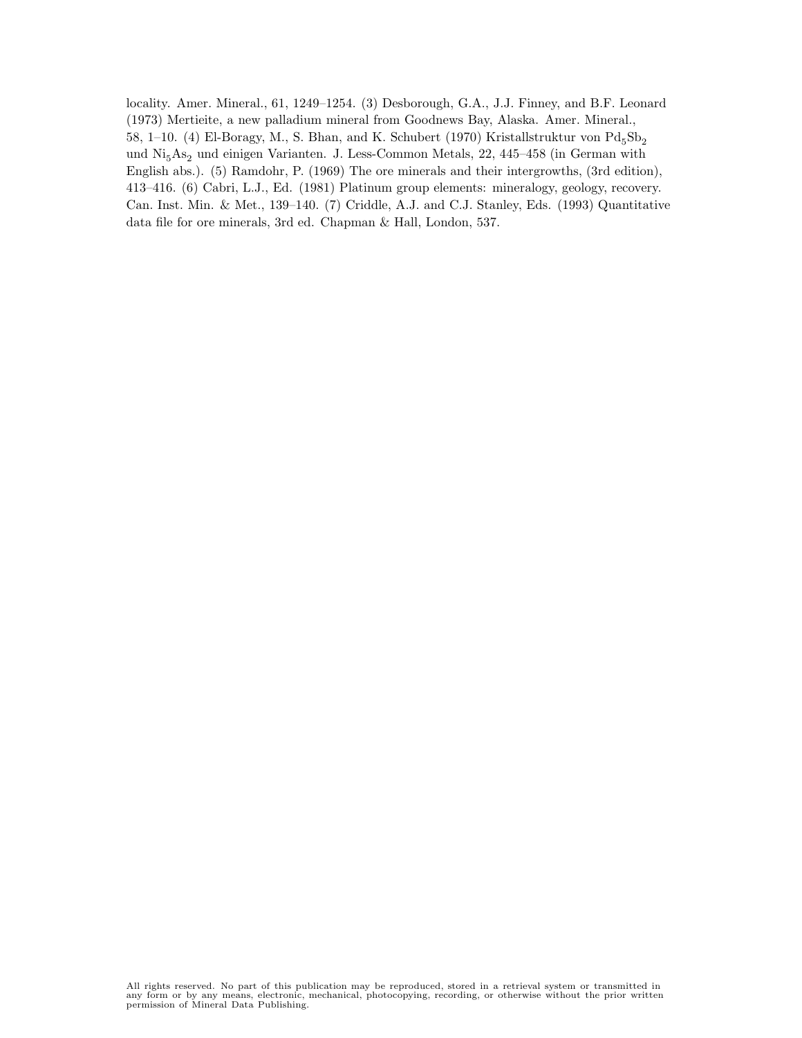locality. Amer. Mineral., 61, 1249–1254. (3) Desborough, G.A., J.J. Finney, and B.F. Leonard (1973) Mertieite, a new palladium mineral from Goodnews Bay, Alaska. Amer. Mineral., 58, 1–10. (4) El-Boragy, M., S. Bhan, and K. Schubert (1970) Kristallstruktur von $Pd_5Sb_2$ und $Ni_5As_2$ und einigen Varianten. J. Less-Common Metals, 22, 445–458 (in German with English abs.). (5) Ramdohr, P. (1969) The ore minerals and their intergrowths, (3rd edition), 413–416. (6) Cabri, L.J., Ed. (1981) Platinum group elements: mineralogy, geology, recovery. Can. Inst. Min. & Met., 139–140. (7) Criddle, A.J. and C.J. Stanley, Eds. (1993) Quantitative data file for ore minerals, 3rd ed. Chapman & Hall, London, 537.

All rights reserved. No part of this publication may be reproduced, stored in a retrieval system or transmitted in any form or by any means, electronic, mechanical, photocopying, recording, or otherwise without the prior written permission of Mineral Data Publishing.